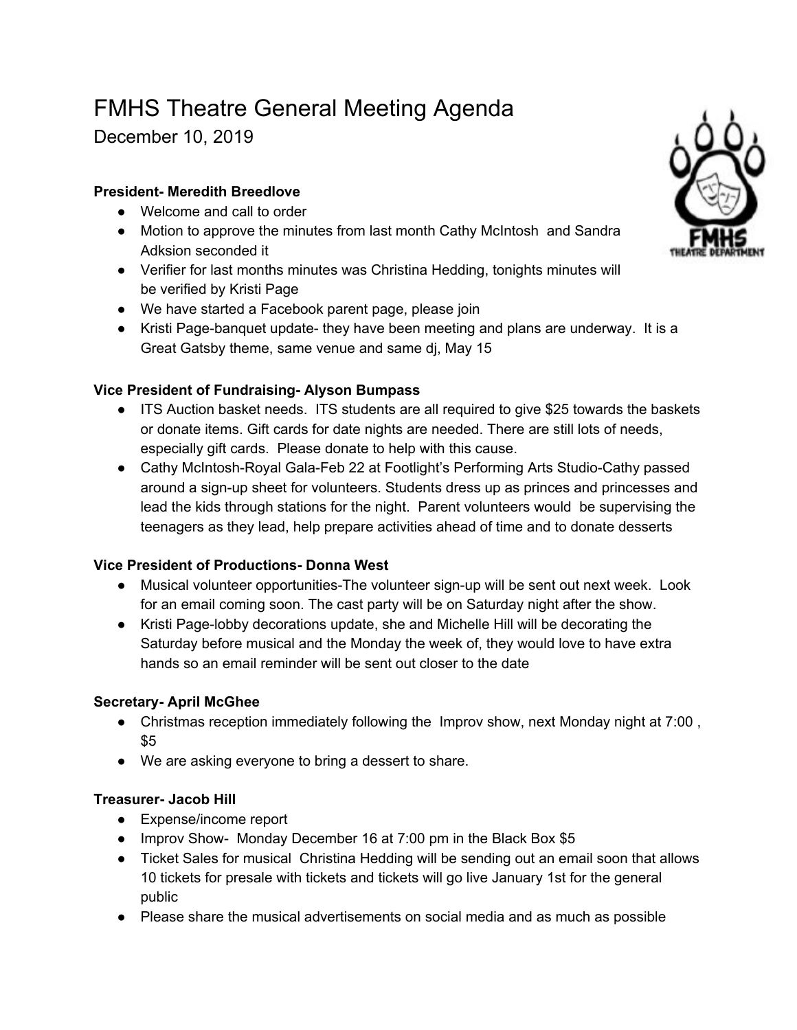# FMHS Theatre General Meeting Agenda

December 10, 2019

**President- Meredith Breedlove**

- Welcome and call to order
- Motion to approve the minutes from last month Cathy McIntosh and Sandra Adksion seconded it
- Verifier for last months minutes was Christina Hedding, tonights minutes will be verified by Kristi Page
- We have started a Facebook parent page, please join
- Kristi Page-banquet update- they have been meeting and plans are underway. It is a Great Gatsby theme, same venue and same dj, May 15

**Vice President of Fundraising- Alyson Bumpass**

- ITS Auction basket needs. ITS students are all required to give $25 towards the baskets or donate items. Gift cards for date nights are needed. There are still lots of needs, especially gift cards. Please donate to help with this cause.
- Cathy McIntosh-Royal Gala-Feb 22 at Footlight's Performing Arts Studio-Cathy passed around a sign-up sheet for volunteers. Students dress up as princes and princesses and lead the kids through stations for the night. Parent volunteers would be supervising the teenagers as they lead, help prepare activities ahead of time and to donate desserts

**Vice President of Productions- Donna West**

- Musical volunteer opportunities-The volunteer sign-up will be sent out next week. Look for an email coming soon. The cast party will be on Saturday night after the show.
- Kristi Page-lobby decorations update, she and Michelle Hill will be decorating the Saturday before musical and the Monday the week of, they would love to have extra hands so an email reminder will be sent out closer to the date

**Secretary- April McGhee**

- Christmas reception immediately following the Improv show, next Monday night at 7:00 , $5
- We are asking everyone to bring a dessert to share.

**Treasurer- Jacob Hill**

- Expense/income report
- Improv Show- Monday December 16 at 7:00 pm in the Black Box $5
- Ticket Sales for musical Christina Hedding will be sending out an email soon that allows 10 tickets for presale with tickets and tickets will go live January 1st for the general public
- Please share the musical advertisements on social media and as much as possible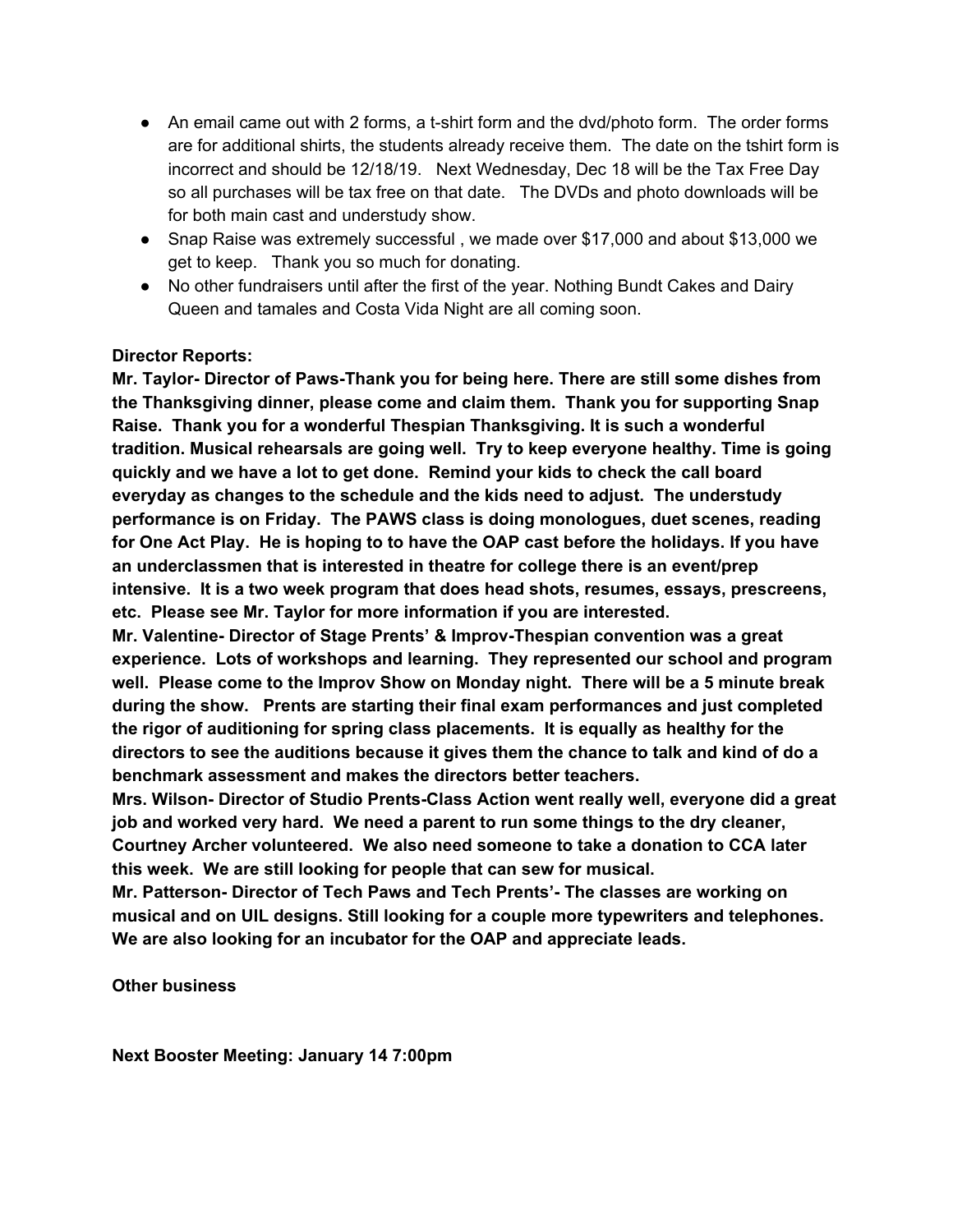- An email came out with 2 forms, a t-shirt form and the dvd/photo form. The order forms are for additional shirts, the students already receive them. The date on the tshirt form is incorrect and should be 12/18/19. Next Wednesday, Dec 18 will be the Tax Free Day so all purchases will be tax free on that date. The DVDs and photo downloads will be for both main cast and understudy show.
- Snap Raise was extremely successful , we made over $17,000 and about $13,000 we get to keep. Thank you so much for donating.
- No other fundraisers until after the first of the year. Nothing Bundt Cakes and Dairy Queen and tamales and Costa Vida Night are all coming soon.

**Director Reports:**

**Mr. Taylor- Director of Paws-Thank you for being here. There are still some dishes from the Thanksgiving dinner, please come and claim them. Thank you for supporting Snap Raise. Thank you for a wonderful Thespian Thanksgiving. It is such a wonderful tradition. Musical rehearsals are going well. Try to keep everyone healthy. Time is going quickly and we have a lot to get done. Remind your kids to check the call board everyday as changes to the schedule and the kids need to adjust. The understudy performance is on Friday. The PAWS class is doing monologues, duet scenes, reading for One Act Play. He is hoping to to have the OAP cast before the holidays. If you have an underclassmen that is interested in theatre for college there is an event/prep intensive. It is a two week program that does head shots, resumes, essays, prescreens, etc. Please see Mr. Taylor for more information if you are interested.**

**Mr. Valentine- Director of Stage Prents' & Improv-Thespian convention was a great experience. Lots of workshops and learning. They represented our school and program well. Please come to the Improv Show on Monday night. There will be a 5 minute break during the show. Prents are starting their final exam performances and just completed the rigor of auditioning for spring class placements. It is equally as healthy for the directors to see the auditions because it gives them the chance to talk and kind of do a benchmark assessment and makes the directors better teachers.**

**Mrs. Wilson- Director of Studio Prents-Class Action went really well, everyone did a great job and worked very hard. We need a parent to run some things to the dry cleaner, Courtney Archer volunteered. We also need someone to take a donation to CCA later this week. We are still looking for people that can sew for musical.**

**Mr. Patterson- Director of Tech Paws and Tech Prents'- The classes are working on musical and on UIL designs. Still looking for a couple more typewriters and telephones. We are also looking for an incubator for the OAP and appreciate leads.**

**Other business**

**Next Booster Meeting: January 14 7:00pm**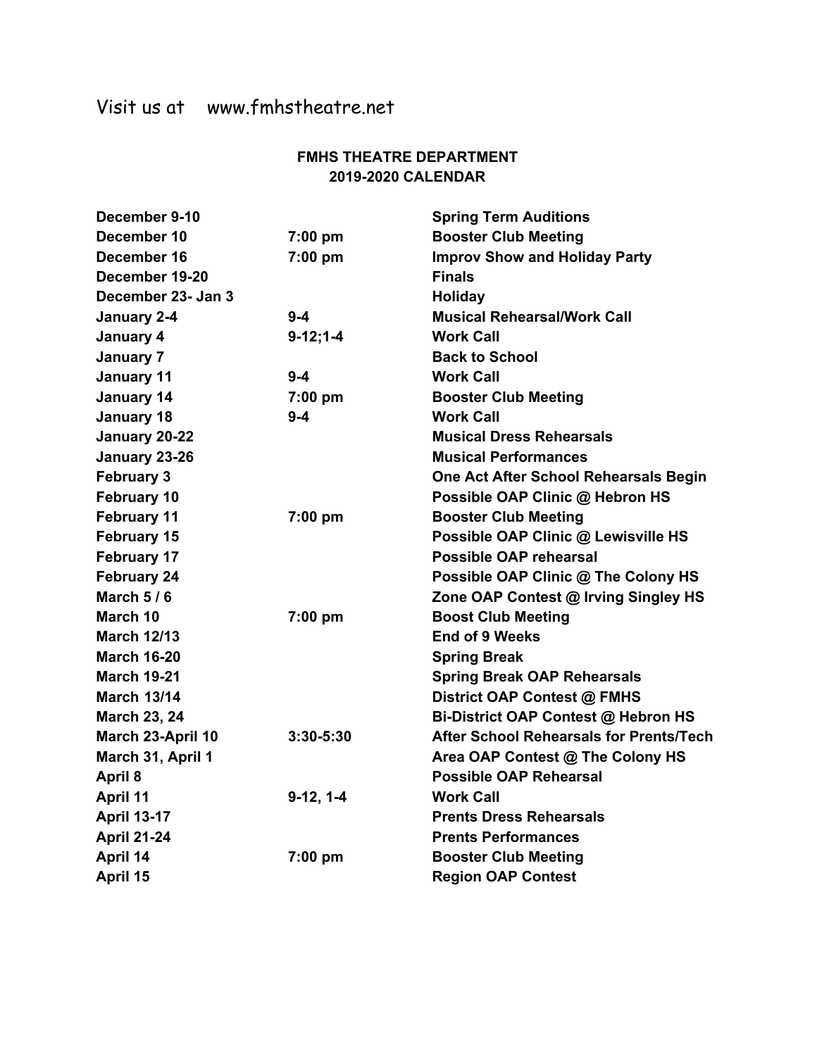Visit us at www.fmhstheatre.net

**FMHS THEATRE DEPARTMENT**
**2019-2020 CALENDAR**

| | | |
|---|---|---|
| **December 9-10** | | **Spring Term Auditions** |
| **December 10** | **7:00 pm** | **Booster Club Meeting** |
| **December 16** | **7:00 pm** | **Improv Show and Holiday Party** |
| **December 19-20** | | **Finals** |
| **December 23- Jan 3** | | **Holiday** |
| **January 2-4** | **9-4** | **Musical Rehearsal/Work Call** |
| **January 4** | **9-12;1-4** | **Work Call** |
| **January 7** | | **Back to School** |
| **January 11** | **9-4** | **Work Call** |
| **January 14** | **7:00 pm** | **Booster Club Meeting** |
| **January 18** | **9-4** | **Work Call** |
| **January 20-22** | | **Musical Dress Rehearsals** |
| **January 23-26** | | **Musical Performances** |
| **February 3** | | **One Act After School Rehearsals Begin** |
| **February 10** | | **Possible OAP Clinic @ Hebron HS** |
| **February 11** | **7:00 pm** | **Booster Club Meeting** |
| **February 15** | | **Possible OAP Clinic @ Lewisville HS** |
| **February 17** | | **Possible OAP rehearsal** |
| **February 24** | | **Possible OAP Clinic @ The Colony HS** |
| **March 5 / 6** | | **Zone OAP Contest @ Irving Singley HS** |
| **March 10** | **7:00 pm** | **Boost Club Meeting** |
| **March 12/13** | | **End of 9 Weeks** |
| **March 16-20** | | **Spring Break** |
| **March 19-21** | | **Spring Break OAP Rehearsals** |
| **March 13/14** | | **District OAP Contest @ FMHS** |
| **March 23, 24** | | **Bi-District OAP Contest @ Hebron HS** |
| **March 23-April 10** | **3:30-5:30** | **After School Rehearsals for Prents/Tech** |
| **March 31, April 1** | | **Area OAP Contest @ The Colony HS** |
| **April 8** | | **Possible OAP Rehearsal** |
| **April 11** | **9-12, 1-4** | **Work Call** |
| **April 13-17** | | **Prents Dress Rehearsals** |
| **April 21-24** | | **Prents Performances** |
| **April 14** | **7:00 pm** | **Booster Club Meeting** |
| **April 15** | | **Region OAP Contest** |